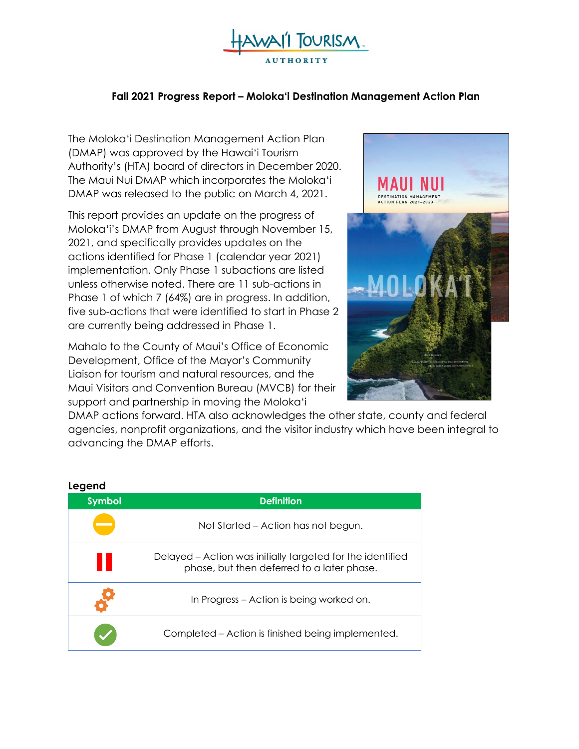# Fall 2021 Progress Report – Moloka'i Destination Management Action Plan

The Moloka'i Destination Management Action Plan (DMAP) was approved by the Hawai'i Tourism Authority's (HTA) board of directors in December 2020. The Maui Nui DMAP which incorporates the Moloka'i DMAP was released to the public on March 4, 2021.

This report provides an update on the progress of Moloka'i's DMAP from August through November 15, 2021, and specifically provides updates on the actions identified for Phase 1 (calendar year 2021) implementation. Only Phase 1 subactions are listed unless otherwise noted. There are 11 sub-actions in Phase 1 of which 7 (64%) are in progress. In addition, five sub-actions that were identified to start in Phase 2 are currently being addressed in Phase 1.

Mahalo to the County of Maui's Office of Economic Development, Office of the Mayor's Community Liaison for tourism and natural resources, and the Maui Visitors and Convention Bureau (MVCB) for their support and partnership in moving the Moloka'i DMAP actions forward. HTA also acknowledges the other state, county and federal agencies, nonprofit organizations, and the visitor industry which have been integral to advancing the DMAP efforts.

**Legend**

| Symbol | Definition |
|---|---|
| (yellow circle) | Not Started – Action has not begun. |
| (red pause) | Delayed – Action was initially targeted for the identified phase, but then deferred to a later phase. |
| (orange gears) | In Progress – Action is being worked on. |
| (green check) | Completed – Action is finished being implemented. |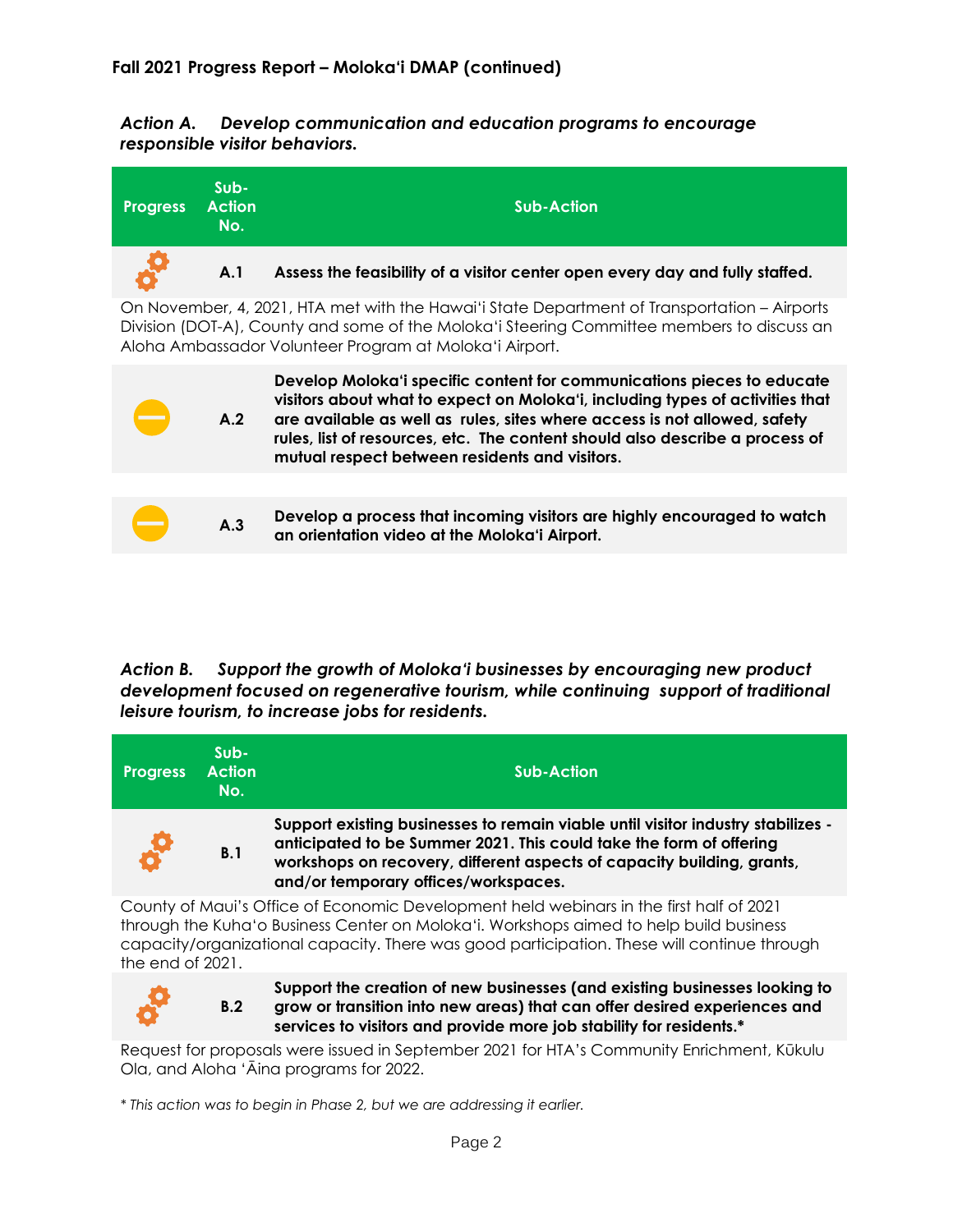## Fall 2021 Progress Report – Molokaʻi DMAP (continued)

***Action A. Develop communication and education programs to encourage responsible visitor behaviors.***

| Progress | Sub-Action No. | Sub-Action |
|---|---|---|
| In progress | A.1 | **Assess the feasibility of a visitor center open every day and fully staffed.** |

On November, 4, 2021, HTA met with the Hawaiʻi State Department of Transportation – Airports Division (DOT-A), County and some of the Molokaʻi Steering Committee members to discuss an Aloha Ambassador Volunteer Program at Molokaʻi Airport.

| Progress | Sub-Action No. | Sub-Action |
|---|---|---|
| Not started | A.2 | **Develop Molokaʻi specific content for communications pieces to educate visitors about what to expect on Molokaʻi, including types of activities that are available as well as rules, sites where access is not allowed, safety rules, list of resources, etc. The content should also describe a process of mutual respect between residents and visitors.** |
| Not started | A.3 | **Develop a process that incoming visitors are highly encouraged to watch an orientation video at the Molokaʻi Airport.** |

***Action B. Support the growth of Molokaʻi businesses by encouraging new product development focused on regenerative tourism, while continuing support of traditional leisure tourism, to increase jobs for residents.***

| Progress | Sub-Action No. | Sub-Action |
|---|---|---|
| In progress | B.1 | **Support existing businesses to remain viable until visitor industry stabilizes - anticipated to be Summer 2021. This could take the form of offering workshops on recovery, different aspects of capacity building, grants, and/or temporary offices/workspaces.** |

County of Maui's Office of Economic Development held webinars in the first half of 2021 through the Kuhaʻo Business Center on Molokaʻi. Workshops aimed to help build business capacity/organizational capacity. There was good participation. These will continue through the end of 2021.

| Progress | Sub-Action No. | Sub-Action |
|---|---|---|
| In progress | B.2 | **Support the creation of new businesses (and existing businesses looking to grow or transition into new areas) that can offer desired experiences and services to visitors and provide more job stability for residents.*** |

Request for proposals were issued in September 2021 for HTA's Community Enrichment, Kūkulu Ola, and Aloha ʻĀina programs for 2022.

*\* This action was to begin in Phase 2, but we are addressing it earlier.*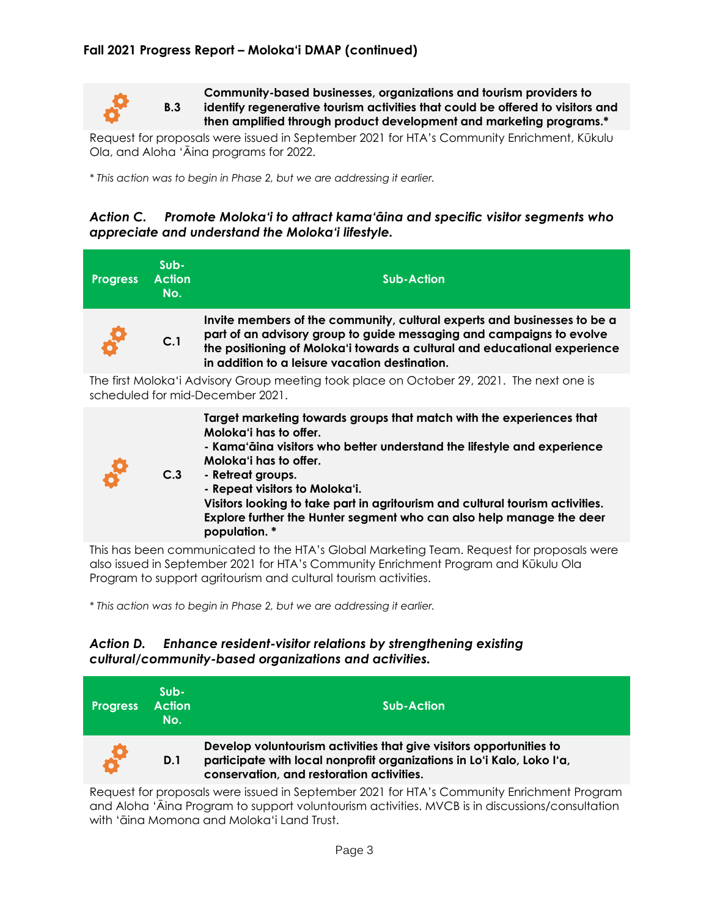| Progress | Sub-Action No. | Sub-Action |
|---|---|---|
| | B.3 | **Community-based businesses, organizations and tourism providers to identify regenerative tourism activities that could be offered to visitors and then amplified through product development and marketing programs.*** |

Request for proposals were issued in September 2021 for HTA's Community Enrichment, Kūkulu Ola, and Aloha ʻĀina programs for 2022.

*\* This action was to begin in Phase 2, but we are addressing it earlier.*

### *Action C. Promote Molokaʻi to attract kamaʻāina and specific visitor segments who appreciate and understand the Molokaʻi lifestyle.*

| Progress | Sub-Action No. | Sub-Action |
|---|---|---|
| | C.1 | **Invite members of the community, cultural experts and businesses to be a part of an advisory group to guide messaging and campaigns to evolve the positioning of Molokaʻi towards a cultural and educational experience in addition to a leisure vacation destination.** |

The first Molokaʻi Advisory Group meeting took place on October 29, 2021. The next one is scheduled for mid-December 2021.

| Progress | Sub-Action No. | Sub-Action |
|---|---|---|
| | C.3 | **Target marketing towards groups that match with the experiences that Molokaʻi has to offer.**<br>**- Kamaʻāina visitors who better understand the lifestyle and experience Molokaʻi has to offer.**<br>**- Retreat groups.**<br>**- Repeat visitors to Molokaʻi.**<br>**Visitors looking to take part in agritourism and cultural tourism activities. Explore further the Hunter segment who can also help manage the deer population. *** |

This has been communicated to the HTA's Global Marketing Team. Request for proposals were also issued in September 2021 for HTA's Community Enrichment Program and Kūkulu Ola Program to support agritourism and cultural tourism activities.

*\* This action was to begin in Phase 2, but we are addressing it earlier.*

### *Action D. Enhance resident-visitor relations by strengthening existing cultural/community-based organizations and activities.*

| Progress | Sub-Action No. | Sub-Action |
|---|---|---|
| | D.1 | **Develop voluntourism activities that give visitors opportunities to participate with local nonprofit organizations in Loʻi Kalo, Loko Iʻa, conservation, and restoration activities.** |

Request for proposals were issued in September 2021 for HTA's Community Enrichment Program and Aloha ʻĀina Program to support voluntourism activities. MVCB is in discussions/consultation with ʻāina Momona and Molokaʻi Land Trust.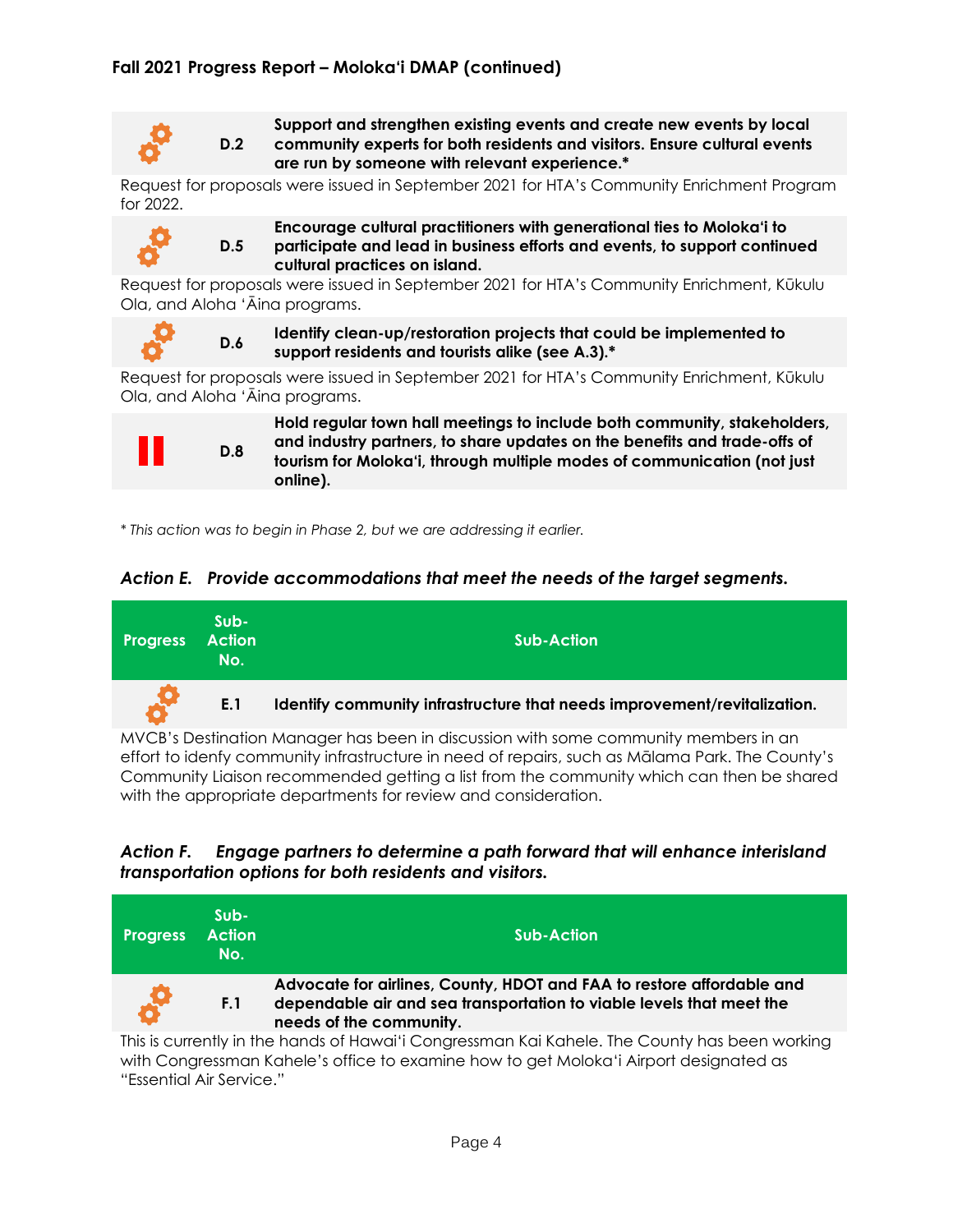## Fall 2021 Progress Report – Moloka‘i DMAP (continued)

| Progress | Sub-Action No. | Sub-Action |
|---|---|---|
| | **D.2** | **Support and strengthen existing events and create new events by local community experts for both residents and visitors. Ensure cultural events are run by someone with relevant experience.*** |

Request for proposals were issued in September 2021 for HTA's Community Enrichment Program for 2022.

| Progress | Sub-Action No. | Sub-Action |
|---|---|---|
| | **D.5** | **Encourage cultural practitioners with generational ties to Moloka‘i to participate and lead in business efforts and events, to support continued cultural practices on island.** |

Request for proposals were issued in September 2021 for HTA's Community Enrichment, Kūkulu Ola, and Aloha ‘Āina programs.

| Progress | Sub-Action No. | Sub-Action |
|---|---|---|
| | **D.6** | **Identify clean-up/restoration projects that could be implemented to support residents and tourists alike (see A.3).*** |

Request for proposals were issued in September 2021 for HTA's Community Enrichment, Kūkulu Ola, and Aloha ‘Āina programs.

| Progress | Sub-Action No. | Sub-Action |
|---|---|---|
| | **D.8** | **Hold regular town hall meetings to include both community, stakeholders, and industry partners, to share updates on the benefits and trade-offs of tourism for Moloka‘i, through multiple modes of communication (not just online).** |

*\* This action was to begin in Phase 2, but we are addressing it earlier.*

### *Action E. Provide accommodations that meet the needs of the target segments.*

| Progress | Sub-Action No. | Sub-Action |
|---|---|---|
| | **E.1** | **Identify community infrastructure that needs improvement/revitalization.** |

MVCB's Destination Manager has been in discussion with some community members in an effort to idenfy community infrastructure in need of repairs, such as Mālama Park. The County's Community Liaison recommended getting a list from the community which can then be shared with the appropriate departments for review and consideration.

### *Action F. Engage partners to determine a path forward that will enhance interisland transportation options for both residents and visitors.*

| Progress | Sub-Action No. | Sub-Action |
|---|---|---|
| | **F.1** | **Advocate for airlines, County, HDOT and FAA to restore affordable and dependable air and sea transportation to viable levels that meet the needs of the community.** |

This is currently in the hands of Hawai‘i Congressman Kai Kahele. The County has been working with Congressman Kahele's office to examine how to get Moloka‘i Airport designated as "Essential Air Service."